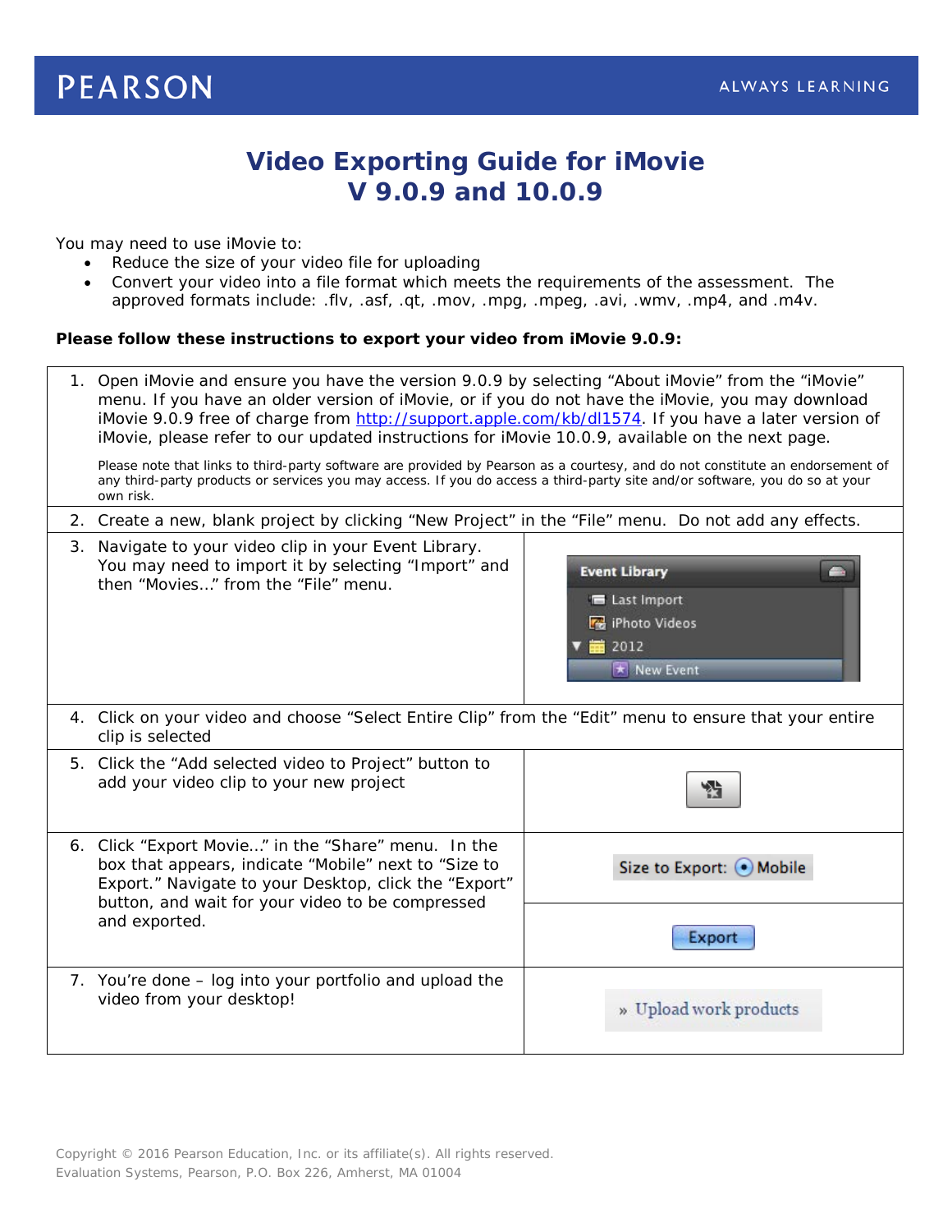PEARSON ALWAYS LEARNING

# Video Exporting Guide for iMovie V 9.0.9 and 10.0.9

You may need to use iMovie to:

- Reduce the size of your video file for uploading
- Convert your video into a file format which meets the requirements of the assessment. The approved formats include: .flv, .asf, .qt, .mov, .mpg, .mpeg, .avi, .wmv, .mp4, and .m4v.

**Please follow these instructions to export your video from iMovie 9.0.9:**

| Step | |
|---|---|
| 1. Open iMovie and ensure you have the version 9.0.9 by selecting "About iMovie" from the "iMovie" menu. If you have an older version of iMovie, or if you do not have the iMovie, you may download iMovie 9.0.9 free of charge from [http://support.apple.com/kb/dl1574](http://support.apple.com/kb/dl1574). If you have a later version of iMovie, please refer to our updated instructions for iMovie 10.0.9, available on the next page.<br><br>Please note that links to third-party software are provided by Pearson as a courtesy, and do not constitute an endorsement of any third-party products or services you may access. If you do access a third-party site and/or software, you do so at your own risk. | |
| 2. Create a new, blank project by clicking "New Project" in the "File" menu. Do not add any effects. | |
| 3. Navigate to your video clip in your Event Library. You may need to import it by selecting "Import" and then "Movies..." from the "File" menu. | Event Library: Last Import, iPhoto Videos, 2012, New Event |
| 4. Click on your video and choose "Select Entire Clip" from the "Edit" menu to ensure that your entire clip is selected | |
| 5. Click the "Add selected video to Project" button to add your video clip to your new project | |
| 6. Click "Export Movie..." in the "Share" menu. In the box that appears, indicate "Mobile" next to "Size to Export." Navigate to your Desktop, click the "Export" button, and wait for your video to be compressed and exported. | Size to Export: Mobile<br><br>Export |
| 7. You're done – log into your portfolio and upload the video from your desktop! | » Upload work products |

Copyright © 2016 Pearson Education, Inc. or its affiliate(s). All rights reserved.
Evaluation Systems, Pearson, P.O. Box 226, Amherst, MA 01004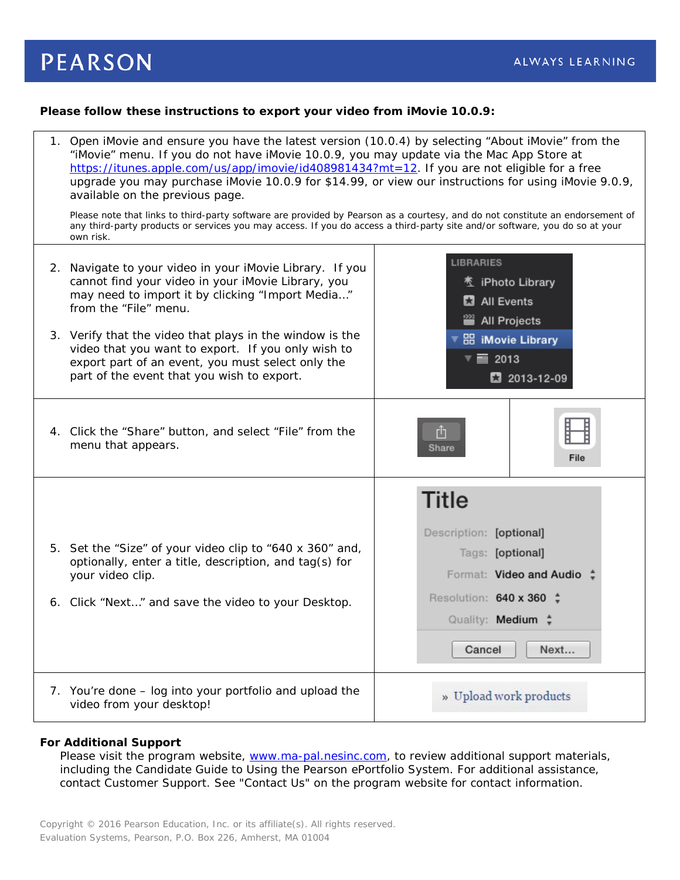**Please follow these instructions to export your video from iMovie 10.0.9:**

1. Open iMovie and ensure you have the latest version (10.0.4) by selecting "About iMovie" from the "iMovie" menu. If you do not have iMovie 10.0.9, you may update via the Mac App Store at https://itunes.apple.com/us/app/imovie/id408981434?mt=12. If you are not eligible for a free upgrade you may purchase iMovie 10.0.9 for $14.99, or view our instructions for using iMovie 9.0.9, available on the previous page.

   Please note that links to third-party software are provided by Pearson as a courtesy, and do not constitute an endorsement of any third-party products or services you may access. If you do access a third-party site and/or software, you do so at your own risk.

2. Navigate to your video in your iMovie Library. If you cannot find your video in your iMovie Library, you may need to import it by clicking "Import Media…" from the "File" menu.

3. Verify that the video that plays in the window is the video that you want to export. If you only wish to export part of an event, you must select only the part of the event that you wish to export.

LIBRARIES
iPhoto Library
All Events
All Projects
iMovie Library
2013
2013-12-09

4. Click the "Share" button, and select "File" from the menu that appears.

Share

File

5. Set the "Size" of your video clip to "640 x 360" and, optionally, enter a title, description, and tag(s) for your video clip.

6. Click "Next…" and save the video to your Desktop.

Title
Description: [optional]
Tags: [optional]
Format: Video and Audio
Resolution: 640 x 360
Quality: Medium
Cancel
Next...

7. You're done – log into your portfolio and upload the video from your desktop!

» Upload work products

**For Additional Support**

Please visit the program website, www.ma-pal.nesinc.com, to review additional support materials, including the Candidate Guide to Using the Pearson ePortfolio System. For additional assistance, contact Customer Support. See "Contact Us" on the program website for contact information.

Copyright © 2016 Pearson Education, Inc. or its affiliate(s). All rights reserved.
Evaluation Systems, Pearson, P.O. Box 226, Amherst, MA 01004